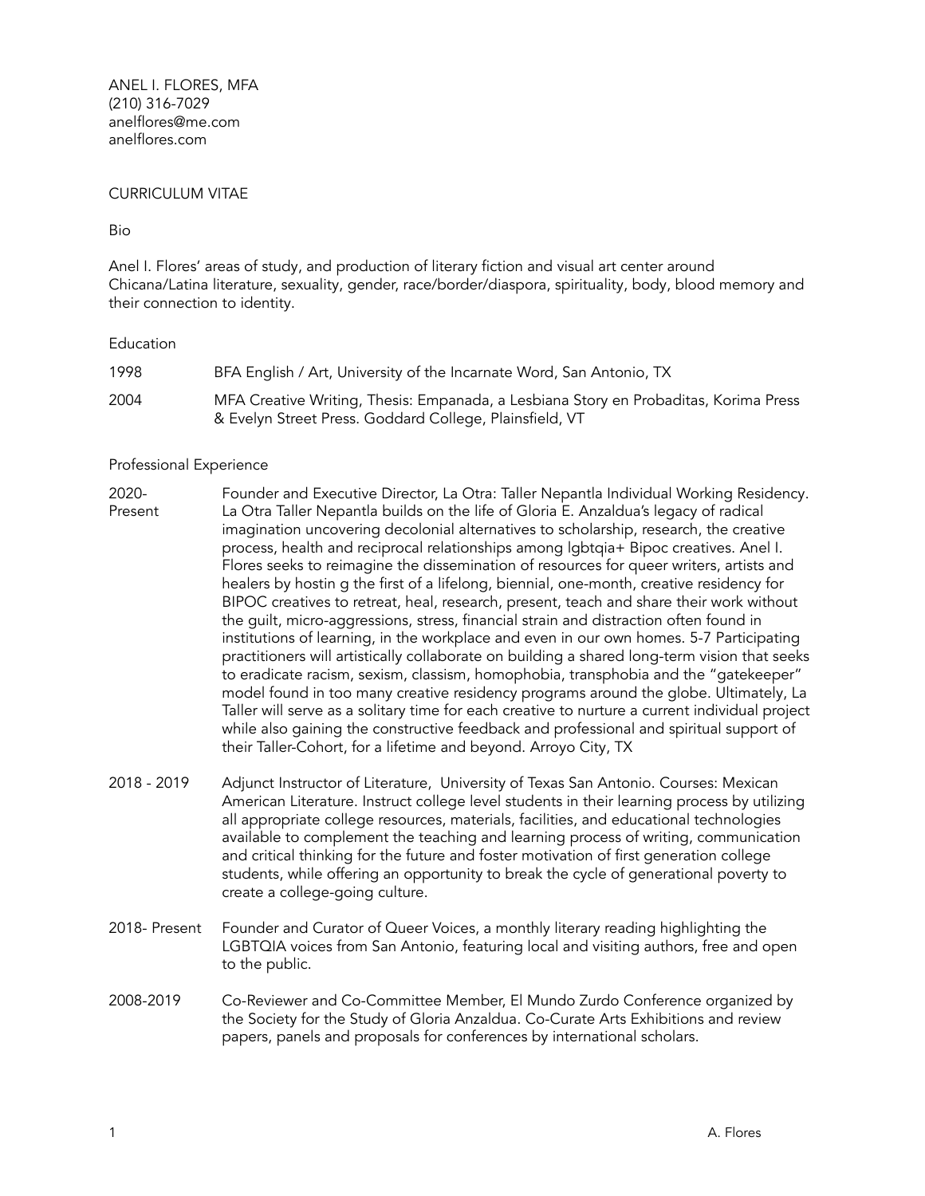ANEL I. FLORES, MFA
(210) 316-7029
anelflores@me.com
anelflores.com

# CURRICULUM VITAE

## Bio

Anel I. Flores' areas of study, and production of literary fiction and visual art center around Chicana/Latina literature, sexuality, gender, race/border/diaspora, spirituality, body, blood memory and their connection to identity.

## Education

| | |
|---|---|
| 1998 | BFA English / Art, University of the Incarnate Word, San Antonio, TX |
| 2004 | MFA Creative Writing, Thesis: Empanada, a Lesbiana Story en Probaditas, Korima Press & Evelyn Street Press. Goddard College, Plainsfield, VT |

## Professional Experience

| | |
|---|---|
| 2020-Present | Founder and Executive Director, La Otra: Taller Nepantla Individual Working Residency. La Otra Taller Nepantla builds on the life of Gloria E. Anzaldua's legacy of radical imagination uncovering decolonial alternatives to scholarship, research, the creative process, health and reciprocal relationships among lgbtqia+ Bipoc creatives. Anel I. Flores seeks to reimagine the dissemination of resources for queer writers, artists and healers by hostin g the first of a lifelong, biennial, one-month, creative residency for BIPOC creatives to retreat, heal, research, present, teach and share their work without the guilt, micro-aggressions, stress, financial strain and distraction often found in institutions of learning, in the workplace and even in our own homes. 5-7 Participating practitioners will artistically collaborate on building a shared long-term vision that seeks to eradicate racism, sexism, classism, homophobia, transphobia and the "gatekeeper" model found in too many creative residency programs around the globe. Ultimately, La Taller will serve as a solitary time for each creative to nurture a current individual project while also gaining the constructive feedback and professional and spiritual support of their Taller-Cohort, for a lifetime and beyond. Arroyo City, TX |
| 2018 - 2019 | Adjunct Instructor of Literature, University of Texas San Antonio. Courses: Mexican American Literature. Instruct college level students in their learning process by utilizing all appropriate college resources, materials, facilities, and educational technologies available to complement the teaching and learning process of writing, communication and critical thinking for the future and foster motivation of first generation college students, while offering an opportunity to break the cycle of generational poverty to create a college-going culture. |
| 2018- Present | Founder and Curator of Queer Voices, a monthly literary reading highlighting the LGBTQIA voices from San Antonio, featuring local and visiting authors, free and open to the public. |
| 2008-2019 | Co-Reviewer and Co-Committee Member, El Mundo Zurdo Conference organized by the Society for the Study of Gloria Anzaldua. Co-Curate Arts Exhibitions and review papers, panels and proposals for conferences by international scholars. |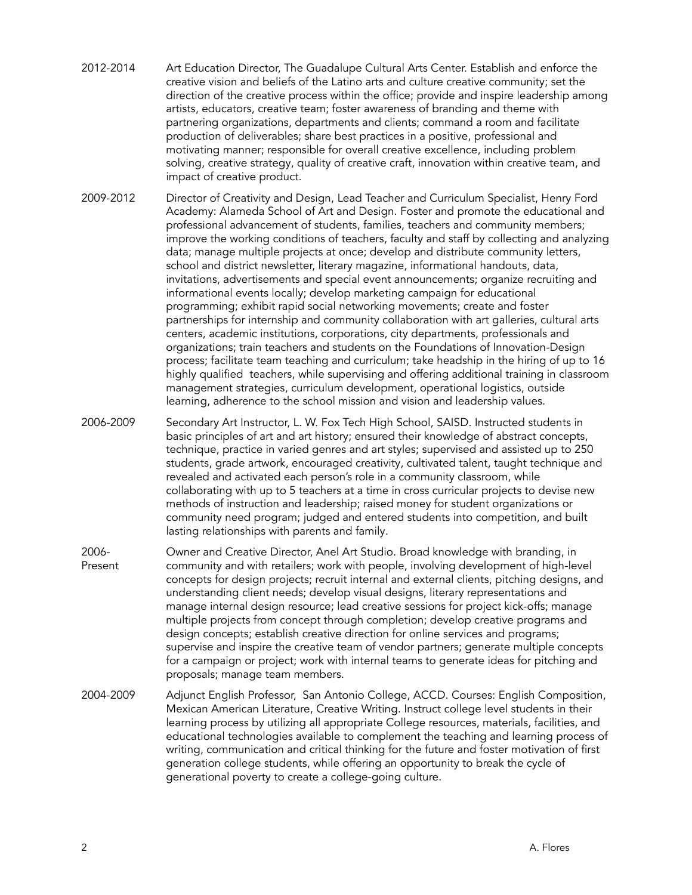2012-2014 Art Education Director, The Guadalupe Cultural Arts Center. Establish and enforce the creative vision and beliefs of the Latino arts and culture creative community; set the direction of the creative process within the office; provide and inspire leadership among artists, educators, creative team; foster awareness of branding and theme with partnering organizations, departments and clients; command a room and facilitate production of deliverables; share best practices in a positive, professional and motivating manner; responsible for overall creative excellence, including problem solving, creative strategy, quality of creative craft, innovation within creative team, and impact of creative product.

2009-2012 Director of Creativity and Design, Lead Teacher and Curriculum Specialist, Henry Ford Academy: Alameda School of Art and Design. Foster and promote the educational and professional advancement of students, families, teachers and community members; improve the working conditions of teachers, faculty and staff by collecting and analyzing data; manage multiple projects at once; develop and distribute community letters, school and district newsletter, literary magazine, informational handouts, data, invitations, advertisements and special event announcements; organize recruiting and informational events locally; develop marketing campaign for educational programming; exhibit rapid social networking movements; create and foster partnerships for internship and community collaboration with art galleries, cultural arts centers, academic institutions, corporations, city departments, professionals and organizations; train teachers and students on the Foundations of Innovation-Design process; facilitate team teaching and curriculum; take headship in the hiring of up to 16 highly qualified teachers, while supervising and offering additional training in classroom management strategies, curriculum development, operational logistics, outside learning, adherence to the school mission and vision and leadership values.

2006-2009 Secondary Art Instructor, L. W. Fox Tech High School, SAISD. Instructed students in basic principles of art and art history; ensured their knowledge of abstract concepts, technique, practice in varied genres and art styles; supervised and assisted up to 250 students, grade artwork, encouraged creativity, cultivated talent, taught technique and revealed and activated each person's role in a community classroom, while collaborating with up to 5 teachers at a time in cross curricular projects to devise new methods of instruction and leadership; raised money for student organizations or community need program; judged and entered students into competition, and built lasting relationships with parents and family.

2006-Present Owner and Creative Director, Anel Art Studio. Broad knowledge with branding, in community and with retailers; work with people, involving development of high-level concepts for design projects; recruit internal and external clients, pitching designs, and understanding client needs; develop visual designs, literary representations and manage internal design resource; lead creative sessions for project kick-offs; manage multiple projects from concept through completion; develop creative programs and design concepts; establish creative direction for online services and programs; supervise and inspire the creative team of vendor partners; generate multiple concepts for a campaign or project; work with internal teams to generate ideas for pitching and proposals; manage team members.

2004-2009 Adjunct English Professor, San Antonio College, ACCD. Courses: English Composition, Mexican American Literature, Creative Writing. Instruct college level students in their learning process by utilizing all appropriate College resources, materials, facilities, and educational technologies available to complement the teaching and learning process of writing, communication and critical thinking for the future and foster motivation of first generation college students, while offering an opportunity to break the cycle of generational poverty to create a college-going culture.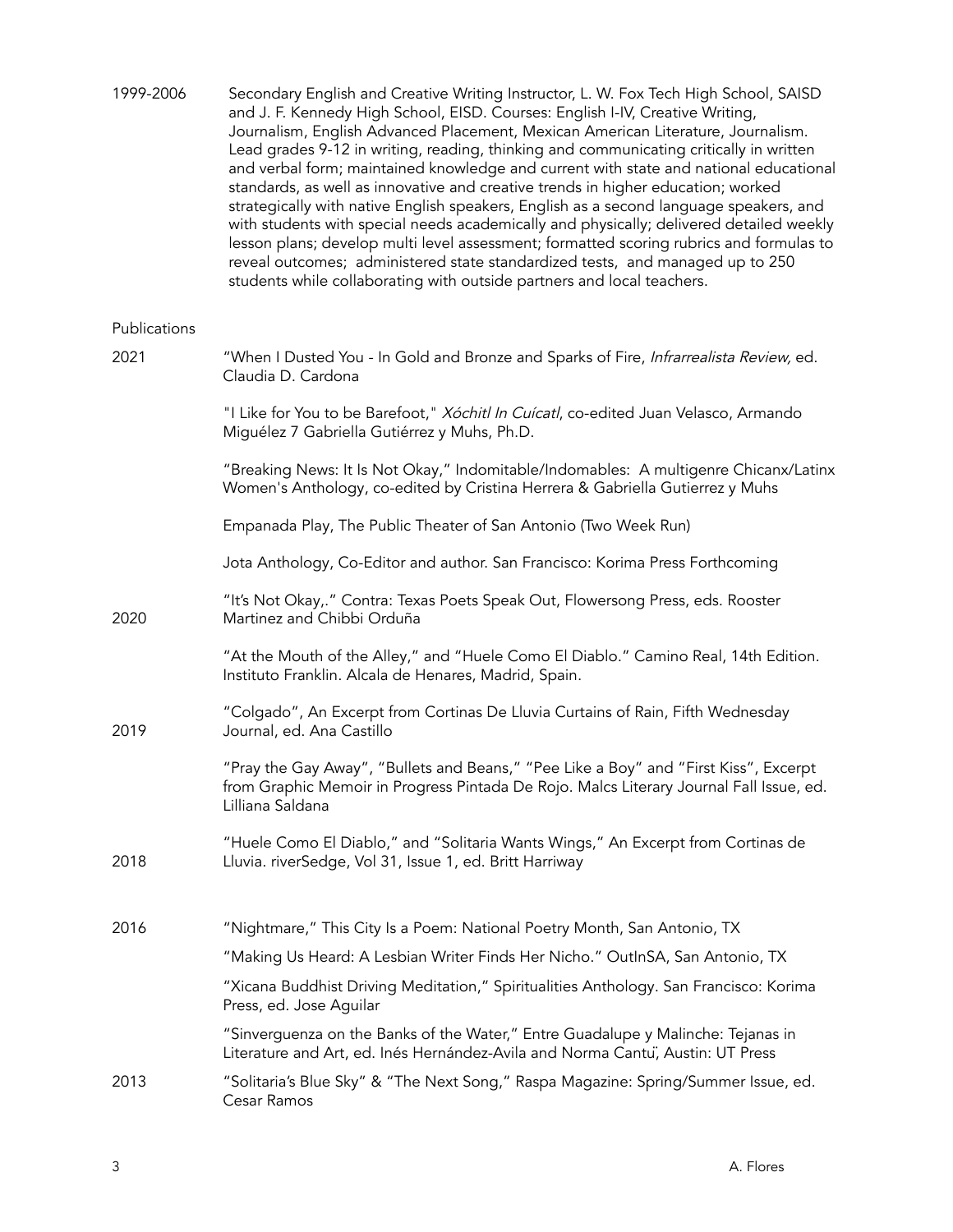1999-2006 Secondary English and Creative Writing Instructor, L. W. Fox Tech High School, SAISD and J. F. Kennedy High School, EISD. Courses: English I-IV, Creative Writing, Journalism, English Advanced Placement, Mexican American Literature, Journalism. Lead grades 9-12 in writing, reading, thinking and communicating critically in written and verbal form; maintained knowledge and current with state and national educational standards, as well as innovative and creative trends in higher education; worked strategically with native English speakers, English as a second language speakers, and with students with special needs academically and physically; delivered detailed weekly lesson plans; develop multi level assessment; formatted scoring rubrics and formulas to reveal outcomes; administered state standardized tests, and managed up to 250 students while collaborating with outside partners and local teachers.

## Publications

2021 "When I Dusted You - In Gold and Bronze and Sparks of Fire, *Infrarrealista Review,* ed. Claudia D. Cardona

"I Like for You to be Barefoot," *Xóchitl In Cuícatl*, co-edited Juan Velasco, Armando Miguélez 7 Gabriella Gutiérrez y Muhs, Ph.D.

"Breaking News: It Is Not Okay," Indomitable/Indomables: A multigenre Chicanx/Latinx Women's Anthology, co-edited by Cristina Herrera & Gabriella Gutierrez y Muhs

Empanada Play, The Public Theater of San Antonio (Two Week Run)

Jota Anthology, Co-Editor and author. San Francisco: Korima Press Forthcoming

2020 "It's Not Okay,." Contra: Texas Poets Speak Out, Flowersong Press, eds. Rooster Martinez and Chibbi Orduña

"At the Mouth of the Alley," and "Huele Como El Diablo." Camino Real, 14th Edition. Instituto Franklin. Alcala de Henares, Madrid, Spain.

2019 "Colgado", An Excerpt from Cortinas De Lluvia Curtains of Rain, Fifth Wednesday Journal, ed. Ana Castillo

"Pray the Gay Away", "Bullets and Beans," "Pee Like a Boy" and "First Kiss", Excerpt from Graphic Memoir in Progress Pintada De Rojo. Malcs Literary Journal Fall Issue, ed. Lilliana Saldana

2018 "Huele Como El Diablo," and "Solitaria Wants Wings," An Excerpt from Cortinas de Lluvia. riverSedge, Vol 31, Issue 1, ed. Britt Harriway

2016 "Nightmare," This City Is a Poem: National Poetry Month, San Antonio, TX

"Making Us Heard: A Lesbian Writer Finds Her Nicho." OutInSA, San Antonio, TX

"Xicana Buddhist Driving Meditation," Spiritualities Anthology. San Francisco: Korima Press, ed. Jose Aguilar

"Sinverguenza on the Banks of the Water," Entre Guadalupe y Malinche: Tejanas in Literature and Art, ed. Inés Hernández-Avila and Norma Cantu�den, Austin: UT Press

2013 "Solitaria's Blue Sky" & "The Next Song," Raspa Magazine: Spring/Summer Issue, ed. Cesar Ramos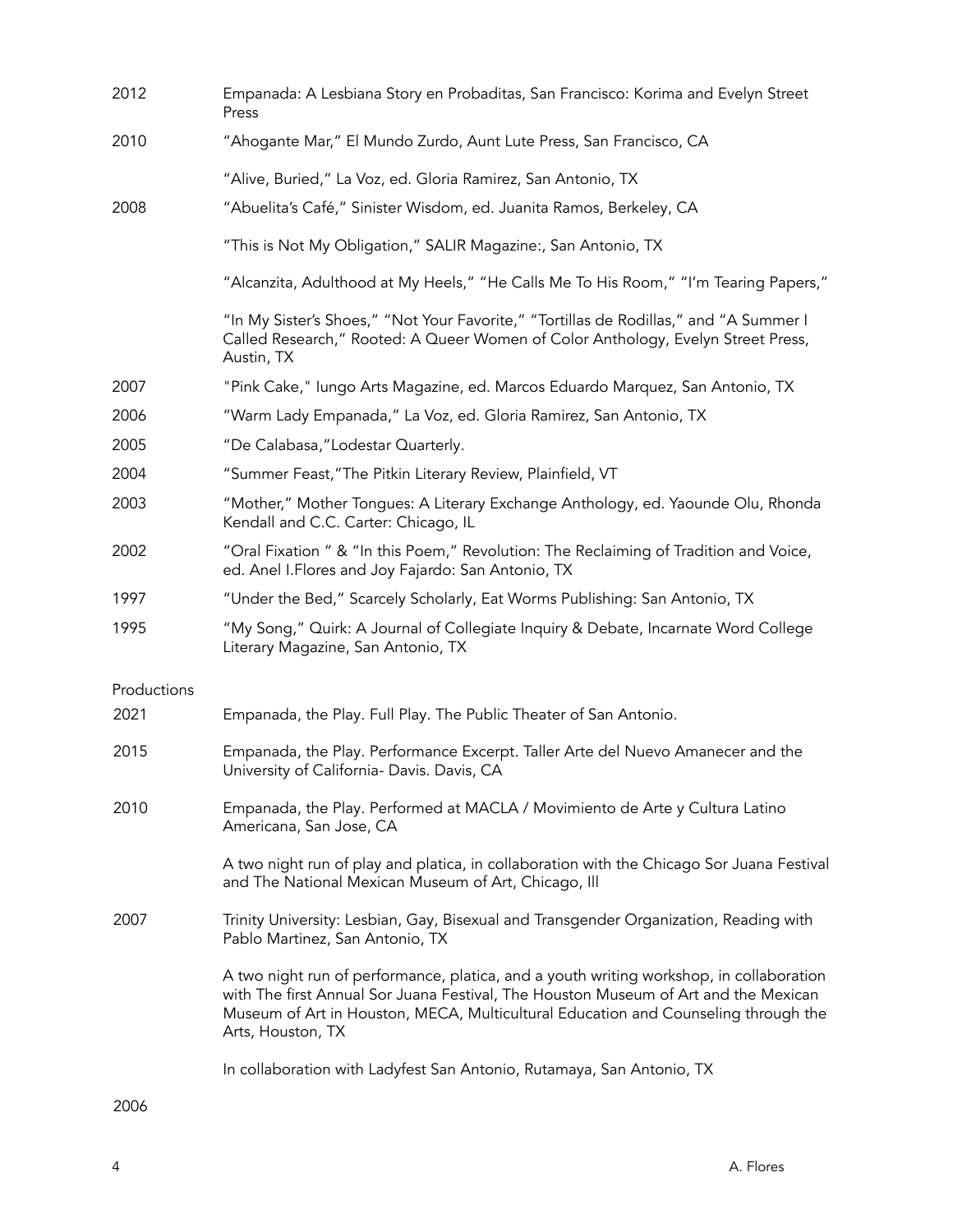| | |
|---|---|
| 2012 | Empanada: A Lesbiana Story en Probaditas, San Francisco: Korima and Evelyn Street Press |
| 2010 | "Ahogante Mar," El Mundo Zurdo, Aunt Lute Press, San Francisco, CA |
| | "Alive, Buried," La Voz, ed. Gloria Ramirez, San Antonio, TX |
| 2008 | "Abuelita's Café," Sinister Wisdom, ed. Juanita Ramos, Berkeley, CA |
| | "This is Not My Obligation," SALIR Magazine:, San Antonio, TX |
| | "Alcanzita, Adulthood at My Heels," "He Calls Me To His Room," "I'm Tearing Papers," |
| | "In My Sister's Shoes," "Not Your Favorite," "Tortillas de Rodillas," and "A Summer I Called Research," Rooted: A Queer Women of Color Anthology, Evelyn Street Press, Austin, TX |
| 2007 | "Pink Cake," Iungo Arts Magazine, ed. Marcos Eduardo Marquez, San Antonio, TX |
| 2006 | "Warm Lady Empanada," La Voz, ed. Gloria Ramirez, San Antonio, TX |
| 2005 | "De Calabasa,"Lodestar Quarterly. |
| 2004 | "Summer Feast,"The Pitkin Literary Review, Plainfield, VT |
| 2003 | "Mother," Mother Tongues: A Literary Exchange Anthology, ed. Yaounde Olu, Rhonda Kendall and C.C. Carter: Chicago, IL |
| 2002 | "Oral Fixation " & "In this Poem," Revolution: The Reclaiming of Tradition and Voice, ed. Anel I.Flores and Joy Fajardo: San Antonio, TX |
| 1997 | "Under the Bed," Scarcely Scholarly, Eat Worms Publishing: San Antonio, TX |
| 1995 | "My Song," Quirk: A Journal of Collegiate Inquiry & Debate, Incarnate Word College Literary Magazine, San Antonio, TX |

Productions

| | |
|---|---|
| 2021 | Empanada, the Play. Full Play. The Public Theater of San Antonio. |
| 2015 | Empanada, the Play. Performance Excerpt. Taller Arte del Nuevo Amanecer and the University of California- Davis. Davis, CA |
| 2010 | Empanada, the Play. Performed at MACLA / Movimiento de Arte y Cultura Latino Americana, San Jose, CA |
| | A two night run of play and platica, in collaboration with the Chicago Sor Juana Festival and The National Mexican Museum of Art, Chicago, Ill |
| 2007 | Trinity University: Lesbian, Gay, Bisexual and Transgender Organization, Reading with Pablo Martinez, San Antonio, TX |
| | A two night run of performance, platica, and a youth writing workshop, in collaboration with The first Annual Sor Juana Festival, The Houston Museum of Art and the Mexican Museum of Art in Houston, MECA, Multicultural Education and Counseling through the Arts, Houston, TX |
| | In collaboration with Ladyfest San Antonio, Rutamaya, San Antonio, TX |
| 2006 | |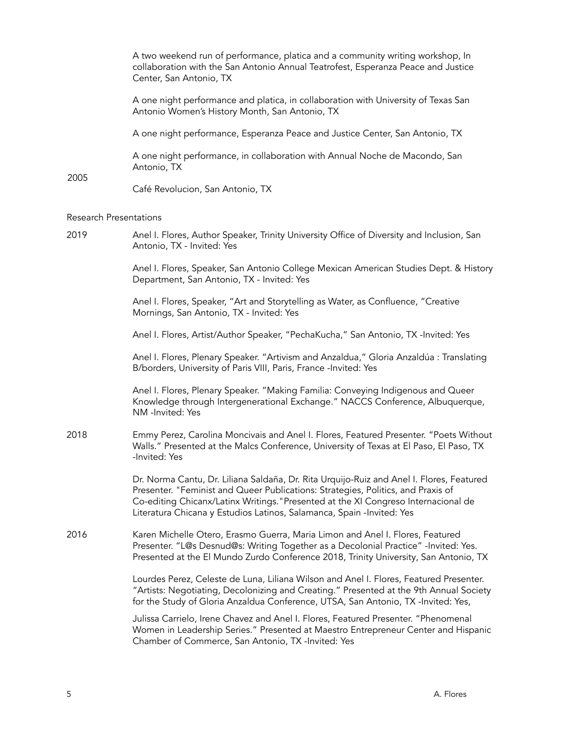A two weekend run of performance, platica and a community writing workshop, In collaboration with the San Antonio Annual Teatrofest, Esperanza Peace and Justice Center, San Antonio, TX

A one night performance and platica, in collaboration with University of Texas San Antonio Women's History Month, San Antonio, TX

A one night performance, Esperanza Peace and Justice Center, San Antonio, TX

A one night performance, in collaboration with Annual Noche de Macondo, San Antonio, TX

2005

Café Revolucion, San Antonio, TX

Research Presentations

2019

Anel I. Flores, Author Speaker, Trinity University Office of Diversity and Inclusion, San Antonio, TX - Invited: Yes

Anel I. Flores, Speaker, San Antonio College Mexican American Studies Dept. & History Department, San Antonio, TX - Invited: Yes

Anel I. Flores, Speaker, "Art and Storytelling as Water, as Confluence, "Creative Mornings, San Antonio, TX - Invited: Yes

Anel I. Flores, Artist/Author Speaker, "PechaKucha," San Antonio, TX -Invited: Yes

Anel I. Flores, Plenary Speaker. "Artivism and Anzaldua," Gloria Anzaldúa : Translating B/borders, University of Paris VIII, Paris, France -Invited: Yes

Anel I. Flores, Plenary Speaker. "Making Familia: Conveying Indigenous and Queer Knowledge through Intergenerational Exchange." NACCS Conference, Albuquerque, NM -Invited: Yes

2018

Emmy Perez, Carolina Moncivais and Anel I. Flores, Featured Presenter. "Poets Without Walls." Presented at the Malcs Conference, University of Texas at El Paso, El Paso, TX -Invited: Yes

Dr. Norma Cantu, Dr. Liliana Saldaña, Dr. Rita Urquijo-Ruiz and Anel I. Flores, Featured Presenter. "Feminist and Queer Publications: Strategies, Politics, and Praxis of Co-editing Chicanx/Latinx Writings."Presented at the XI Congreso Internacional de Literatura Chicana y Estudios Latinos, Salamanca, Spain -Invited: Yes

2016

Karen Michelle Otero, Erasmo Guerra, Maria Limon and Anel I. Flores, Featured Presenter. "L@s Desnud@s: Writing Together as a Decolonial Practice" -Invited: Yes. Presented at the El Mundo Zurdo Conference 2018, Trinity University, San Antonio, TX

Lourdes Perez, Celeste de Luna, Liliana Wilson and Anel I. Flores, Featured Presenter. "Artists: Negotiating, Decolonizing and Creating." Presented at the 9th Annual Society for the Study of Gloria Anzaldua Conference, UTSA, San Antonio, TX -Invited: Yes,

Julissa Carrielo, Irene Chavez and Anel I. Flores, Featured Presenter. "Phenomenal Women in Leadership Series." Presented at Maestro Entrepreneur Center and Hispanic Chamber of Commerce, San Antonio, TX -Invited: Yes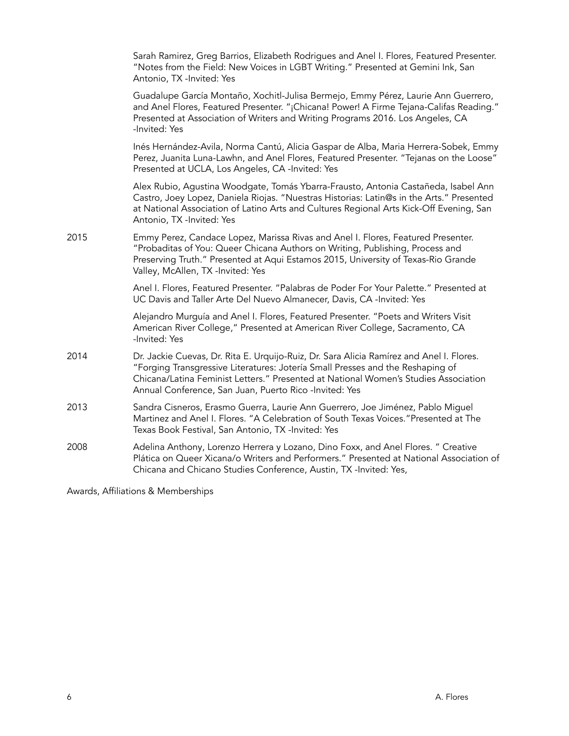Sarah Ramirez, Greg Barrios, Elizabeth Rodrigues and Anel I. Flores, Featured Presenter. "Notes from the Field: New Voices in LGBT Writing." Presented at Gemini Ink, San Antonio, TX -Invited: Yes

Guadalupe García Montaño, Xochitl-Julisa Bermejo, Emmy Pérez, Laurie Ann Guerrero, and Anel Flores, Featured Presenter. "¡Chicana! Power! A Firme Tejana-Califas Reading." Presented at Association of Writers and Writing Programs 2016. Los Angeles, CA -Invited: Yes

Inés Hernández-Avila, Norma Cantú, Alicia Gaspar de Alba, Maria Herrera-Sobek, Emmy Perez, Juanita Luna-Lawhn, and Anel Flores, Featured Presenter. "Tejanas on the Loose" Presented at UCLA, Los Angeles, CA -Invited: Yes

Alex Rubio, Agustina Woodgate, Tomás Ybarra-Frausto, Antonia Castañeda, Isabel Ann Castro, Joey Lopez, Daniela Riojas. "Nuestras Historias: Latin@s in the Arts." Presented at National Association of Latino Arts and Cultures Regional Arts Kick-Off Evening, San Antonio, TX -Invited: Yes

2015 — Emmy Perez, Candace Lopez, Marissa Rivas and Anel I. Flores, Featured Presenter. "Probaditas of You: Queer Chicana Authors on Writing, Publishing, Process and Preserving Truth." Presented at Aqui Estamos 2015, University of Texas-Rio Grande Valley, McAllen, TX -Invited: Yes

Anel I. Flores, Featured Presenter. "Palabras de Poder For Your Palette." Presented at UC Davis and Taller Arte Del Nuevo Almanecer, Davis, CA -Invited: Yes

Alejandro Murguía and Anel I. Flores, Featured Presenter. "Poets and Writers Visit American River College," Presented at American River College, Sacramento, CA -Invited: Yes

2014 — Dr. Jackie Cuevas, Dr. Rita E. Urquijo-Ruiz, Dr. Sara Alicia Ramírez and Anel I. Flores. "Forging Transgressive Literatures: Jotería Small Presses and the Reshaping of Chicana/Latina Feminist Letters." Presented at National Women's Studies Association Annual Conference, San Juan, Puerto Rico -Invited: Yes

2013 — Sandra Cisneros, Erasmo Guerra, Laurie Ann Guerrero, Joe Jiménez, Pablo Miguel Martinez and Anel I. Flores. "A Celebration of South Texas Voices."Presented at The Texas Book Festival, San Antonio, TX -Invited: Yes

2008 — Adelina Anthony, Lorenzo Herrera y Lozano, Dino Foxx, and Anel Flores. " Creative Plática on Queer Xicana/o Writers and Performers." Presented at National Association of Chicana and Chicano Studies Conference, Austin, TX -Invited: Yes,

## Awards, Affiliations & Memberships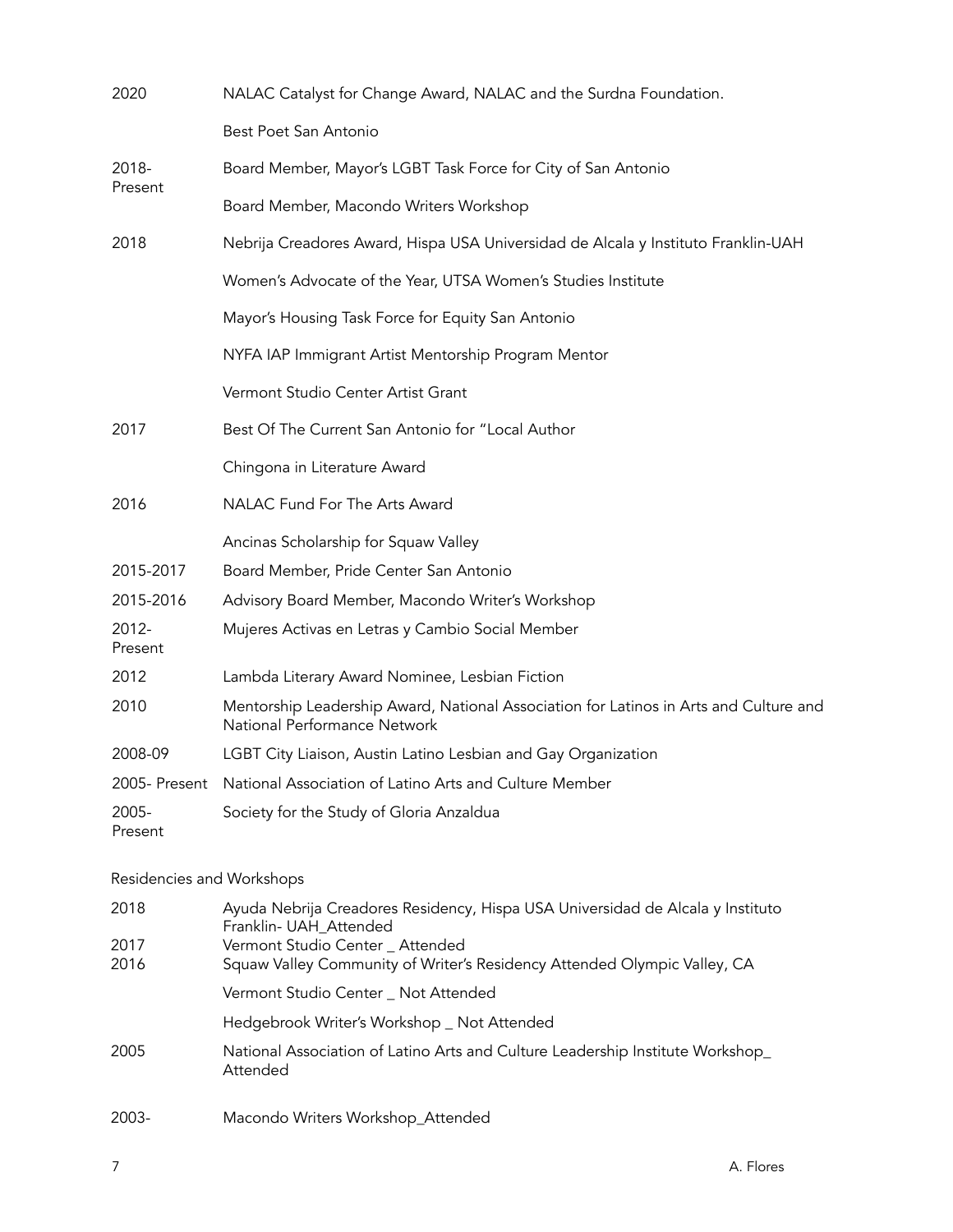| | |
|---|---|
| 2020 | NALAC Catalyst for Change Award, NALAC and the Surdna Foundation. |
| | Best Poet San Antonio |
| 2018-Present | Board Member, Mayor's LGBT Task Force for City of San Antonio |
| | Board Member, Macondo Writers Workshop |
| 2018 | Nebrija Creadores Award, Hispa USA Universidad de Alcala y Instituto Franklin-UAH |
| | Women's Advocate of the Year, UTSA Women's Studies Institute |
| | Mayor's Housing Task Force for Equity San Antonio |
| | NYFA IAP Immigrant Artist Mentorship Program Mentor |
| | Vermont Studio Center Artist Grant |
| 2017 | Best Of The Current San Antonio for "Local Author |
| | Chingona in Literature Award |
| 2016 | NALAC Fund For The Arts Award |
| | Ancinas Scholarship for Squaw Valley |
| 2015-2017 | Board Member, Pride Center San Antonio |
| 2015-2016 | Advisory Board Member, Macondo Writer's Workshop |
| 2012-Present | Mujeres Activas en Letras y Cambio Social Member |
| 2012 | Lambda Literary Award Nominee, Lesbian Fiction |
| 2010 | Mentorship Leadership Award, National Association for Latinos in Arts and Culture and National Performance Network |
| 2008-09 | LGBT City Liaison, Austin Latino Lesbian and Gay Organization |
| 2005- Present | National Association of Latino Arts and Culture Member |
| 2005-Present | Society for the Study of Gloria Anzaldua |

Residencies and Workshops

| | |
|---|---|
| 2018 | Ayuda Nebrija Creadores Residency, Hispa USA Universidad de Alcala y Instituto Franklin- UAH_Attended |
| 2017 | Vermont Studio Center _ Attended |
| 2016 | Squaw Valley Community of Writer's Residency Attended Olympic Valley, CA |
| | Vermont Studio Center _ Not Attended |
| | Hedgebrook Writer's Workshop _ Not Attended |
| 2005 | National Association of Latino Arts and Culture Leadership Institute Workshop_ Attended |
| 2003- | Macondo Writers Workshop_Attended |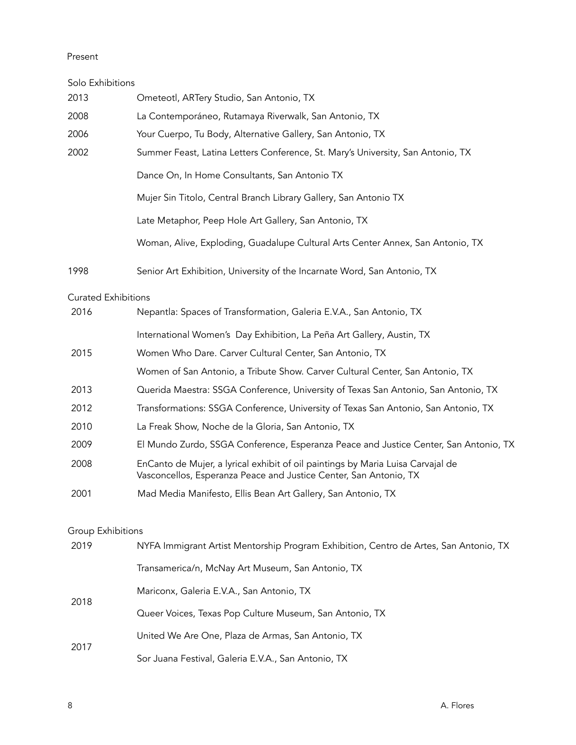Present

## Solo Exhibitions

| | |
|---|---|
| 2013 | Ometeotl, ARTery Studio, San Antonio, TX |
| 2008 | La Contemporáneo, Rutamaya Riverwalk, San Antonio, TX |
| 2006 | Your Cuerpo, Tu Body, Alternative Gallery, San Antonio, TX |
| 2002 | Summer Feast, Latina Letters Conference, St. Mary's University, San Antonio, TX |
| | Dance On, In Home Consultants, San Antonio TX |
| | Mujer Sin Titolo, Central Branch Library Gallery, San Antonio TX |
| | Late Metaphor, Peep Hole Art Gallery, San Antonio, TX |
| | Woman, Alive, Exploding, Guadalupe Cultural Arts Center Annex, San Antonio, TX |
| 1998 | Senior Art Exhibition, University of the Incarnate Word, San Antonio, TX |

## Curated Exhibitions

| | |
|---|---|
| 2016 | Nepantla: Spaces of Transformation, Galeria E.V.A., San Antonio, TX |
| | International Women's Day Exhibition, La Peña Art Gallery, Austin, TX |
| 2015 | Women Who Dare. Carver Cultural Center, San Antonio, TX |
| | Women of San Antonio, a Tribute Show. Carver Cultural Center, San Antonio, TX |
| 2013 | Querida Maestra: SSGA Conference, University of Texas San Antonio, San Antonio, TX |
| 2012 | Transformations: SSGA Conference, University of Texas San Antonio, San Antonio, TX |
| 2010 | La Freak Show, Noche de la Gloria, San Antonio, TX |
| 2009 | El Mundo Zurdo, SSGA Conference, Esperanza Peace and Justice Center, San Antonio, TX |
| 2008 | EnCanto de Mujer, a lyrical exhibit of oil paintings by Maria Luisa Carvajal de Vasconcellos, Esperanza Peace and Justice Center, San Antonio, TX |
| 2001 | Mad Media Manifesto, Ellis Bean Art Gallery, San Antonio, TX |

## Group Exhibitions

| | |
|---|---|
| 2019 | NYFA Immigrant Artist Mentorship Program Exhibition, Centro de Artes, San Antonio, TX |
| | Transamerica/n, McNay Art Museum, San Antonio, TX |
| 2018 | Mariconx, Galeria E.V.A., San Antonio, TX |
| | Queer Voices, Texas Pop Culture Museum, San Antonio, TX |
| 2017 | United We Are One, Plaza de Armas, San Antonio, TX |
| | Sor Juana Festival, Galeria E.V.A., San Antonio, TX |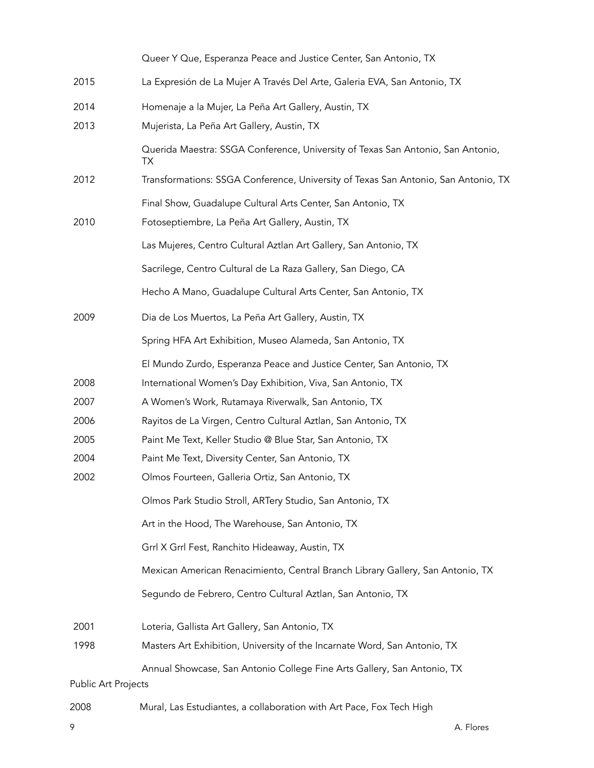| | |
|---|---|
| | Queer Y Que, Esperanza Peace and Justice Center, San Antonio, TX |
| 2015 | La Expresión de La Mujer A Través Del Arte, Galeria EVA, San Antonio, TX |
| 2014 | Homenaje a la Mujer, La Peña Art Gallery, Austin, TX |
| 2013 | Mujerista, La Peña Art Gallery, Austin, TX |
| | Querida Maestra: SSGA Conference, University of Texas San Antonio, San Antonio, TX |
| 2012 | Transformations: SSGA Conference, University of Texas San Antonio, San Antonio, TX |
| | Final Show, Guadalupe Cultural Arts Center, San Antonio, TX |
| 2010 | Fotoseptiembre, La Peña Art Gallery, Austin, TX |
| | Las Mujeres, Centro Cultural Aztlan Art Gallery, San Antonio, TX |
| | Sacrilege, Centro Cultural de La Raza Gallery, San Diego, CA |
| | Hecho A Mano, Guadalupe Cultural Arts Center, San Antonio, TX |
| 2009 | Dia de Los Muertos, La Peña Art Gallery, Austin, TX |
| | Spring HFA Art Exhibition, Museo Alameda, San Antonio, TX |
| | El Mundo Zurdo, Esperanza Peace and Justice Center, San Antonio, TX |
| 2008 | International Women's Day Exhibition, Viva, San Antonio, TX |
| 2007 | A Women's Work, Rutamaya Riverwalk, San Antonio, TX |
| 2006 | Rayitos de La Virgen, Centro Cultural Aztlan, San Antonio, TX |
| 2005 | Paint Me Text, Keller Studio @ Blue Star, San Antonio, TX |
| 2004 | Paint Me Text, Diversity Center, San Antonio, TX |
| 2002 | Olmos Fourteen, Galleria Ortiz, San Antonio, TX |
| | Olmos Park Studio Stroll, ARTery Studio, San Antonio, TX |
| | Art in the Hood, The Warehouse, San Antonio, TX |
| | Grrl X Grrl Fest, Ranchito Hideaway, Austin, TX |
| | Mexican American Renacimiento, Central Branch Library Gallery, San Antonio, TX |
| | Segundo de Febrero, Centro Cultural Aztlan, San Antonio, TX |
| 2001 | Loteria, Gallista Art Gallery, San Antonio, TX |
| 1998 | Masters Art Exhibition, University of the Incarnate Word, San Antonio, TX |
| | Annual Showcase, San Antonio College Fine Arts Gallery, San Antonio, TX |

Public Art Projects

| | |
|---|---|
| 2008 | Mural, Las Estudiantes, a collaboration with Art Pace, Fox Tech High |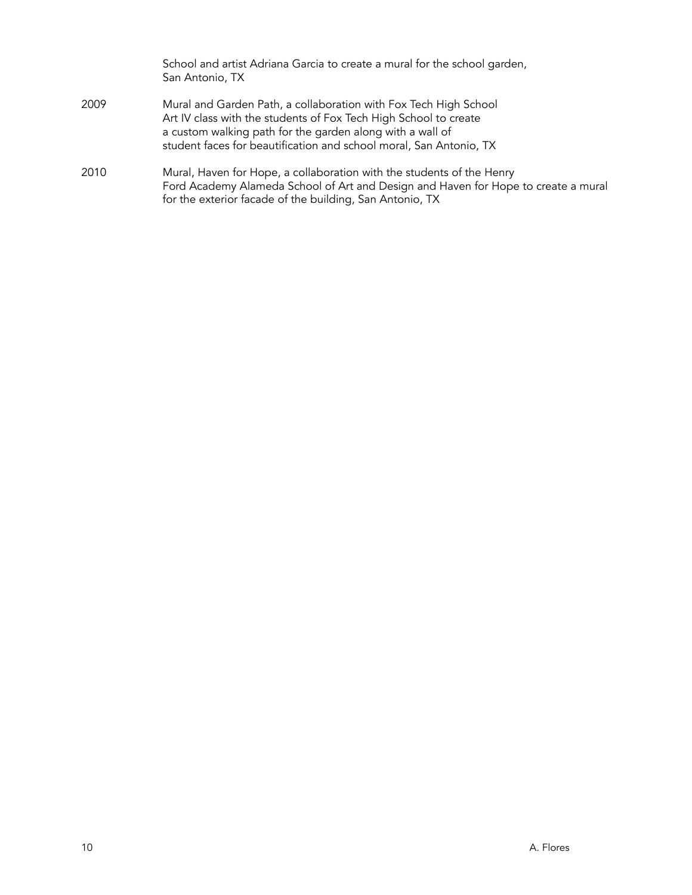School and artist Adriana Garcia to create a mural for the school garden, San Antonio, TX

2009 Mural and Garden Path, a collaboration with Fox Tech High School Art IV class with the students of Fox Tech High School to create a custom walking path for the garden along with a wall of student faces for beautification and school moral, San Antonio, TX

2010 Mural, Haven for Hope, a collaboration with the students of the Henry Ford Academy Alameda School of Art and Design and Haven for Hope to create a mural for the exterior facade of the building, San Antonio, TX